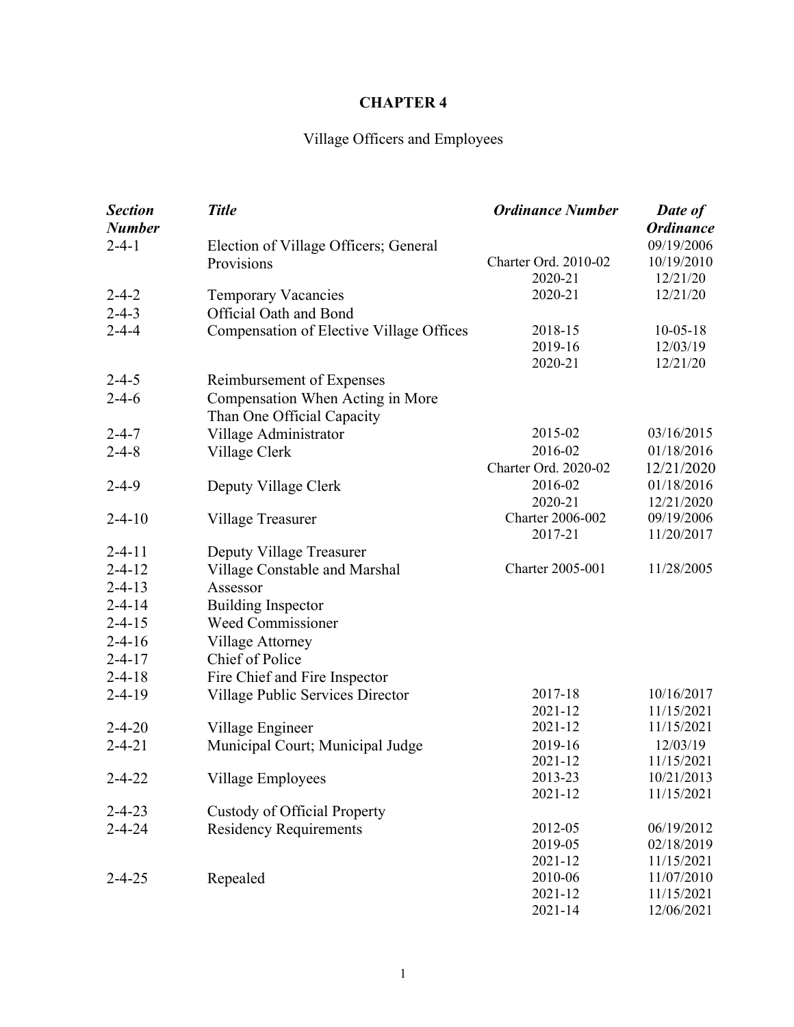# CHAPTER 4

Village Officers and Employees

| *Section Number* | *Title* | *Ordinance Number* | *Date of Ordinance* |
|---|---|---|---|
| 2-4-1 | Election of Village Officers; General Provisions | | 09/19/2006 |
| | | Charter Ord. 2010-02 | 10/19/2010 |
| | | 2020-21 | 12/21/20 |
| 2-4-2 | Temporary Vacancies | 2020-21 | 12/21/20 |
| 2-4-3 | Official Oath and Bond | | |
| 2-4-4 | Compensation of Elective Village Offices | 2018-15 | 10-05-18 |
| | | 2019-16 | 12/03/19 |
| | | 2020-21 | 12/21/20 |
| 2-4-5 | Reimbursement of Expenses | | |
| 2-4-6 | Compensation When Acting in More Than One Official Capacity | | |
| 2-4-7 | Village Administrator | 2015-02 | 03/16/2015 |
| 2-4-8 | Village Clerk | 2016-02 | 01/18/2016 |
| | | Charter Ord. 2020-02 | 12/21/2020 |
| 2-4-9 | Deputy Village Clerk | 2016-02 | 01/18/2016 |
| | | 2020-21 | 12/21/2020 |
| 2-4-10 | Village Treasurer | Charter 2006-002 | 09/19/2006 |
| | | 2017-21 | 11/20/2017 |
| 2-4-11 | Deputy Village Treasurer | | |
| 2-4-12 | Village Constable and Marshal | Charter 2005-001 | 11/28/2005 |
| 2-4-13 | Assessor | | |
| 2-4-14 | Building Inspector | | |
| 2-4-15 | Weed Commissioner | | |
| 2-4-16 | Village Attorney | | |
| 2-4-17 | Chief of Police | | |
| 2-4-18 | Fire Chief and Fire Inspector | | |
| 2-4-19 | Village Public Services Director | 2017-18 | 10/16/2017 |
| | | 2021-12 | 11/15/2021 |
| 2-4-20 | Village Engineer | 2021-12 | 11/15/2021 |
| 2-4-21 | Municipal Court; Municipal Judge | 2019-16 | 12/03/19 |
| | | 2021-12 | 11/15/2021 |
| 2-4-22 | Village Employees | 2013-23 | 10/21/2013 |
| | | 2021-12 | 11/15/2021 |
| 2-4-23 | Custody of Official Property | | |
| 2-4-24 | Residency Requirements | 2012-05 | 06/19/2012 |
| | | 2019-05 | 02/18/2019 |
| | | 2021-12 | 11/15/2021 |
| 2-4-25 | Repealed | 2010-06 | 11/07/2010 |
| | | 2021-12 | 11/15/2021 |
| | | 2021-14 | 12/06/2021 |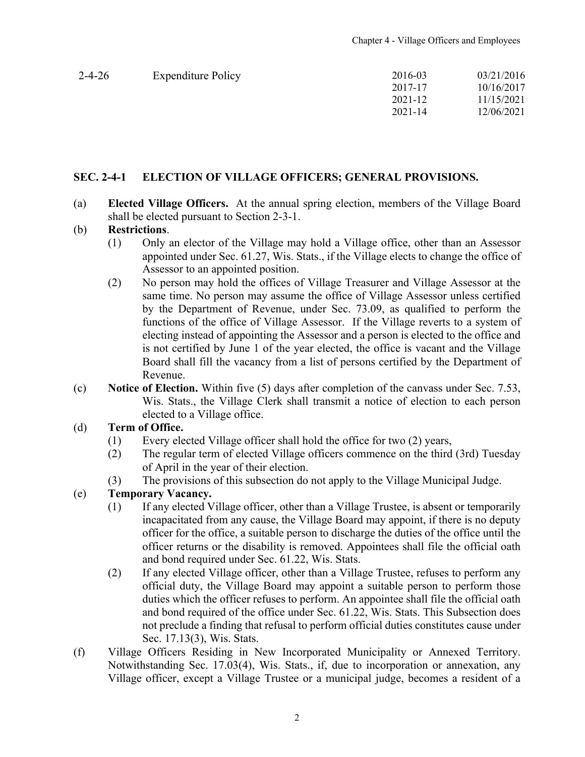| 2-4-26 | Expenditure Policy | 2016-03 | 03/21/2016 |
|---|---|---|---|
| | | 2017-17 | 10/16/2017 |
| | | 2021-12 | 11/15/2021 |
| | | 2021-14 | 12/06/2021 |

## SEC. 2-4-1 ELECTION OF VILLAGE OFFICERS; GENERAL PROVISIONS.

(a) **Elected Village Officers.** At the annual spring election, members of the Village Board shall be elected pursuant to Section 2-3-1.

(b) **Restrictions**.

(1) Only an elector of the Village may hold a Village office, other than an Assessor appointed under Sec. 61.27, Wis. Stats., if the Village elects to change the office of Assessor to an appointed position.

(2) No person may hold the offices of Village Treasurer and Village Assessor at the same time. No person may assume the office of Village Assessor unless certified by the Department of Revenue, under Sec. 73.09, as qualified to perform the functions of the office of Village Assessor. If the Village reverts to a system of electing instead of appointing the Assessor and a person is elected to the office and is not certified by June 1 of the year elected, the office is vacant and the Village Board shall fill the vacancy from a list of persons certified by the Department of Revenue.

(c) **Notice of Election.** Within five (5) days after completion of the canvass under Sec. 7.53, Wis. Stats., the Village Clerk shall transmit a notice of election to each person elected to a Village office.

(d) **Term of Office.**

(1) Every elected Village officer shall hold the office for two (2) years,

(2) The regular term of elected Village officers commence on the third (3rd) Tuesday of April in the year of their election.

(3) The provisions of this subsection do not apply to the Village Municipal Judge.

(e) **Temporary Vacancy.**

(1) If any elected Village officer, other than a Village Trustee, is absent or temporarily incapacitated from any cause, the Village Board may appoint, if there is no deputy officer for the office, a suitable person to discharge the duties of the office until the officer returns or the disability is removed. Appointees shall file the official oath and bond required under Sec. 61.22, Wis. Stats.

(2) If any elected Village officer, other than a Village Trustee, refuses to perform any official duty, the Village Board may appoint a suitable person to perform those duties which the officer refuses to perform. An appointee shall file the official oath and bond required of the office under Sec. 61.22, Wis. Stats. This Subsection does not preclude a finding that refusal to perform official duties constitutes cause under Sec. 17.13(3), Wis. Stats.

(f) Village Officers Residing in New Incorporated Municipality or Annexed Territory. Notwithstanding Sec. 17.03(4), Wis. Stats., if, due to incorporation or annexation, any Village officer, except a Village Trustee or a municipal judge, becomes a resident of a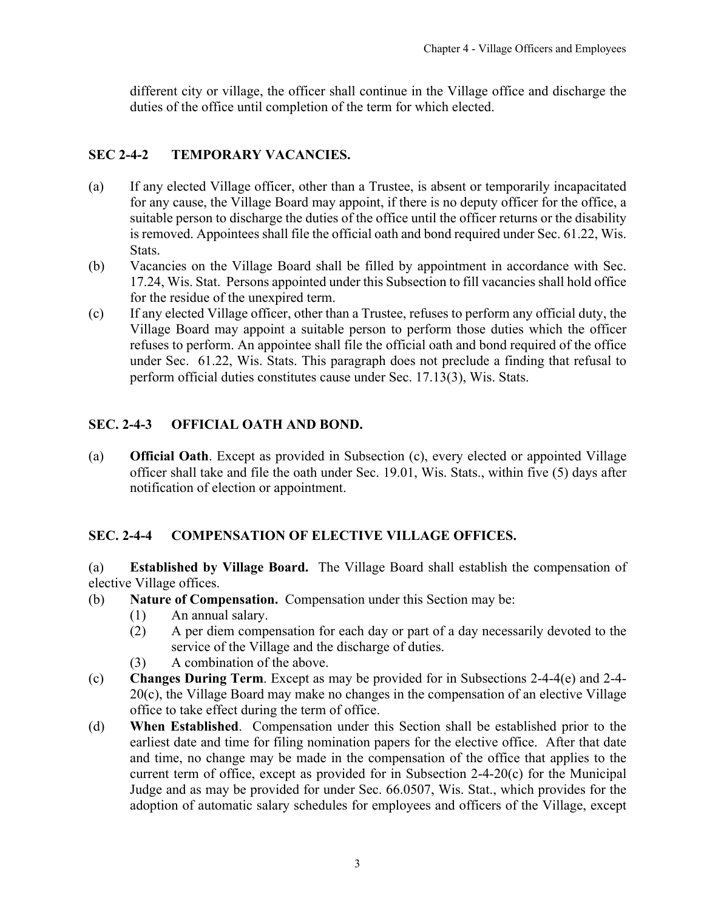different city or village, the officer shall continue in the Village office and discharge the duties of the office until completion of the term for which elected.

## SEC 2-4-2 TEMPORARY VACANCIES.

(a) If any elected Village officer, other than a Trustee, is absent or temporarily incapacitated for any cause, the Village Board may appoint, if there is no deputy officer for the office, a suitable person to discharge the duties of the office until the officer returns or the disability is removed. Appointees shall file the official oath and bond required under Sec. 61.22, Wis. Stats.

(b) Vacancies on the Village Board shall be filled by appointment in accordance with Sec. 17.24, Wis. Stat. Persons appointed under this Subsection to fill vacancies shall hold office for the residue of the unexpired term.

(c) If any elected Village officer, other than a Trustee, refuses to perform any official duty, the Village Board may appoint a suitable person to perform those duties which the officer refuses to perform. An appointee shall file the official oath and bond required of the office under Sec. 61.22, Wis. Stats. This paragraph does not preclude a finding that refusal to perform official duties constitutes cause under Sec. 17.13(3), Wis. Stats.

## SEC. 2-4-3 OFFICIAL OATH AND BOND.

(a) **Official Oath**. Except as provided in Subsection (c), every elected or appointed Village officer shall take and file the oath under Sec. 19.01, Wis. Stats., within five (5) days after notification of election or appointment.

## SEC. 2-4-4 COMPENSATION OF ELECTIVE VILLAGE OFFICES.

(a) **Established by Village Board.** The Village Board shall establish the compensation of elective Village offices.

(b) **Nature of Compensation.** Compensation under this Section may be:
   (1) An annual salary.
   (2) A per diem compensation for each day or part of a day necessarily devoted to the service of the Village and the discharge of duties.
   (3) A combination of the above.

(c) **Changes During Term**. Except as may be provided for in Subsections 2-4-4(e) and 2-4-20(c), the Village Board may make no changes in the compensation of an elective Village office to take effect during the term of office.

(d) **When Established**. Compensation under this Section shall be established prior to the earliest date and time for filing nomination papers for the elective office. After that date and time, no change may be made in the compensation of the office that applies to the current term of office, except as provided for in Subsection 2-4-20(c) for the Municipal Judge and as may be provided for under Sec. 66.0507, Wis. Stat., which provides for the adoption of automatic salary schedules for employees and officers of the Village, except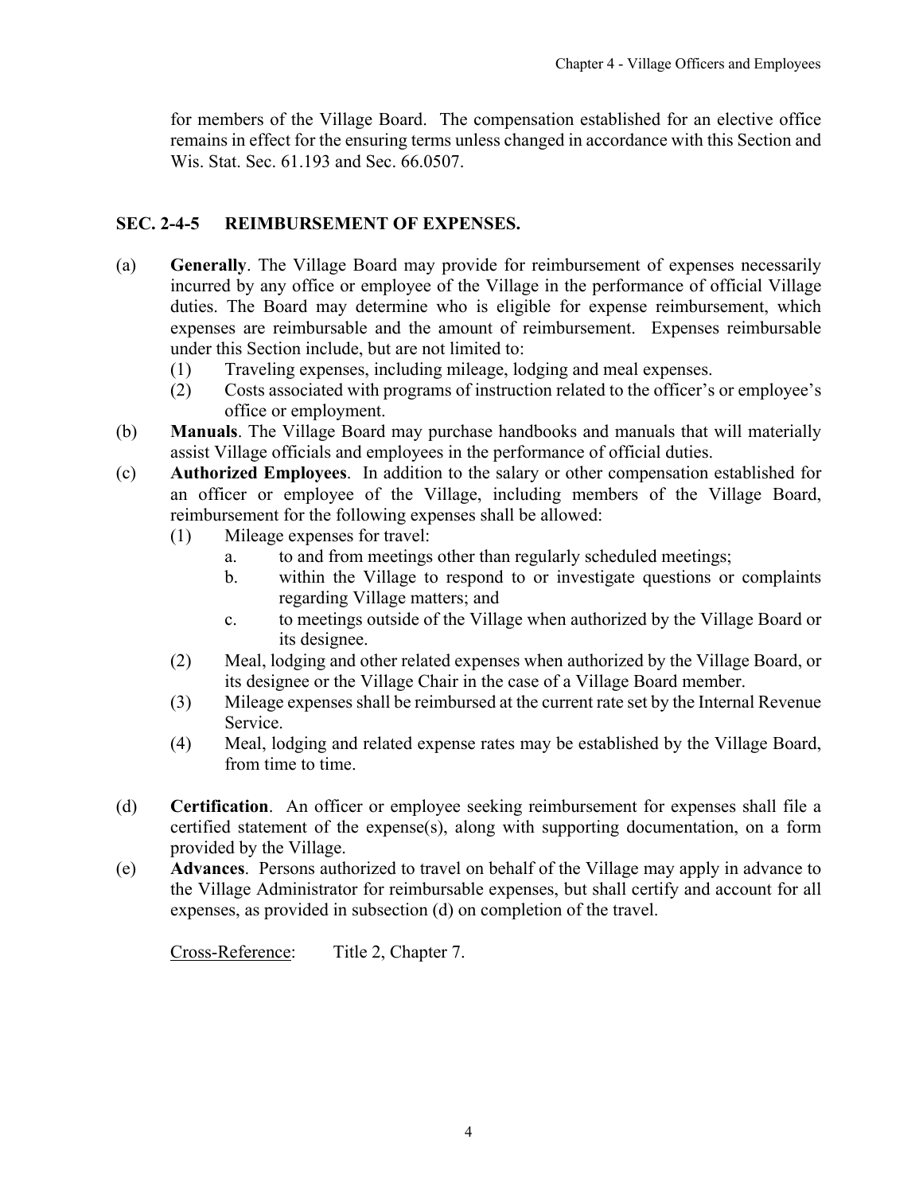for members of the Village Board. The compensation established for an elective office remains in effect for the ensuring terms unless changed in accordance with this Section and Wis. Stat. Sec. 61.193 and Sec. 66.0507.

## SEC. 2-4-5 REIMBURSEMENT OF EXPENSES.

(a) **Generally**. The Village Board may provide for reimbursement of expenses necessarily incurred by any office or employee of the Village in the performance of official Village duties. The Board may determine who is eligible for expense reimbursement, which expenses are reimbursable and the amount of reimbursement. Expenses reimbursable under this Section include, but are not limited to:

  (1) Traveling expenses, including mileage, lodging and meal expenses.

  (2) Costs associated with programs of instruction related to the officer's or employee's office or employment.

(b) **Manuals**. The Village Board may purchase handbooks and manuals that will materially assist Village officials and employees in the performance of official duties.

(c) **Authorized Employees**. In addition to the salary or other compensation established for an officer or employee of the Village, including members of the Village Board, reimbursement for the following expenses shall be allowed:

  (1) Mileage expenses for travel:

    a. to and from meetings other than regularly scheduled meetings;

    b. within the Village to respond to or investigate questions or complaints regarding Village matters; and

    c. to meetings outside of the Village when authorized by the Village Board or its designee.

  (2) Meal, lodging and other related expenses when authorized by the Village Board, or its designee or the Village Chair in the case of a Village Board member.

  (3) Mileage expenses shall be reimbursed at the current rate set by the Internal Revenue Service.

  (4) Meal, lodging and related expense rates may be established by the Village Board, from time to time.

(d) **Certification**. An officer or employee seeking reimbursement for expenses shall file a certified statement of the expense(s), along with supporting documentation, on a form provided by the Village.

(e) **Advances**. Persons authorized to travel on behalf of the Village may apply in advance to the Village Administrator for reimbursable expenses, but shall certify and account for all expenses, as provided in subsection (d) on completion of the travel.

Cross-Reference: Title 2, Chapter 7.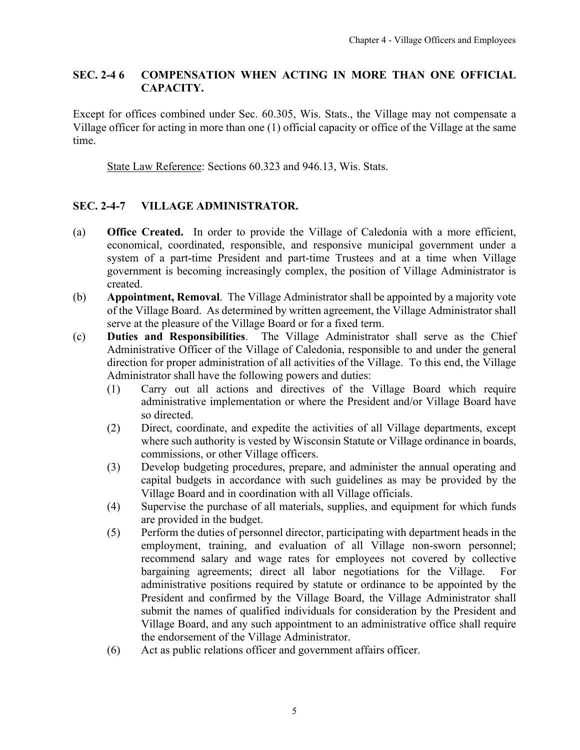## SEC. 2-4 6 COMPENSATION WHEN ACTING IN MORE THAN ONE OFFICIAL CAPACITY.

Except for offices combined under Sec. 60.305, Wis. Stats., the Village may not compensate a Village officer for acting in more than one (1) official capacity or office of the Village at the same time.

State Law Reference: Sections 60.323 and 946.13, Wis. Stats.

## SEC. 2-4-7 VILLAGE ADMINISTRATOR.

(a) **Office Created.** In order to provide the Village of Caledonia with a more efficient, economical, coordinated, responsible, and responsive municipal government under a system of a part-time President and part-time Trustees and at a time when Village government is becoming increasingly complex, the position of Village Administrator is created.

(b) **Appointment, Removal**. The Village Administrator shall be appointed by a majority vote of the Village Board. As determined by written agreement, the Village Administrator shall serve at the pleasure of the Village Board or for a fixed term.

(c) **Duties and Responsibilities**. The Village Administrator shall serve as the Chief Administrative Officer of the Village of Caledonia, responsible to and under the general direction for proper administration of all activities of the Village. To this end, the Village Administrator shall have the following powers and duties:

   (1) Carry out all actions and directives of the Village Board which require administrative implementation or where the President and/or Village Board have so directed.

   (2) Direct, coordinate, and expedite the activities of all Village departments, except where such authority is vested by Wisconsin Statute or Village ordinance in boards, commissions, or other Village officers.

   (3) Develop budgeting procedures, prepare, and administer the annual operating and capital budgets in accordance with such guidelines as may be provided by the Village Board and in coordination with all Village officials.

   (4) Supervise the purchase of all materials, supplies, and equipment for which funds are provided in the budget.

   (5) Perform the duties of personnel director, participating with department heads in the employment, training, and evaluation of all Village non-sworn personnel; recommend salary and wage rates for employees not covered by collective bargaining agreements; direct all labor negotiations for the Village. For administrative positions required by statute or ordinance to be appointed by the President and confirmed by the Village Board, the Village Administrator shall submit the names of qualified individuals for consideration by the President and Village Board, and any such appointment to an administrative office shall require the endorsement of the Village Administrator.

   (6) Act as public relations officer and government affairs officer.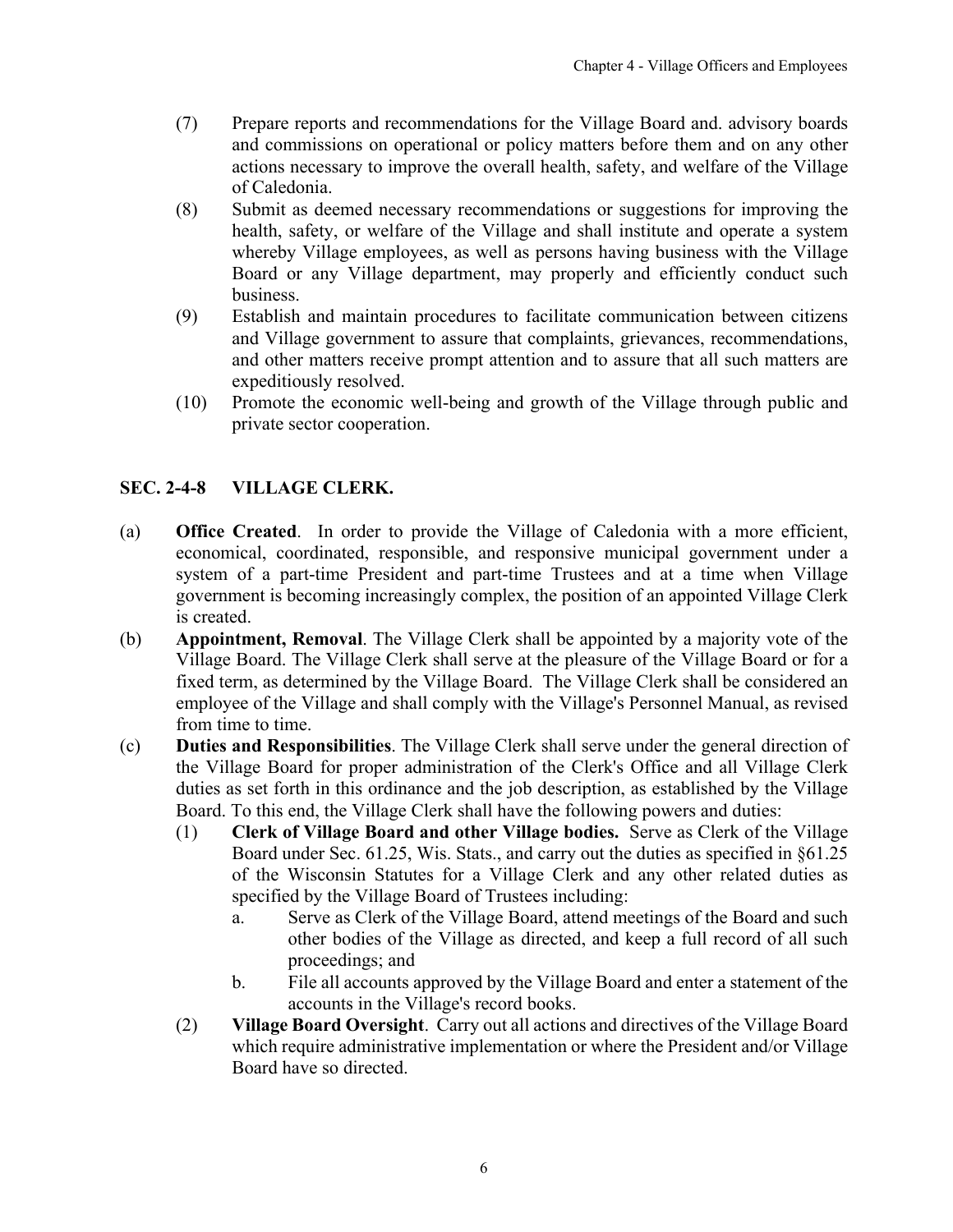(7) Prepare reports and recommendations for the Village Board and. advisory boards and commissions on operational or policy matters before them and on any other actions necessary to improve the overall health, safety, and welfare of the Village of Caledonia.

(8) Submit as deemed necessary recommendations or suggestions for improving the health, safety, or welfare of the Village and shall institute and operate a system whereby Village employees, as well as persons having business with the Village Board or any Village department, may properly and efficiently conduct such business.

(9) Establish and maintain procedures to facilitate communication between citizens and Village government to assure that complaints, grievances, recommendations, and other matters receive prompt attention and to assure that all such matters are expeditiously resolved.

(10) Promote the economic well-being and growth of the Village through public and private sector cooperation.

## SEC. 2-4-8 VILLAGE CLERK.

(a) **Office Created**. In order to provide the Village of Caledonia with a more efficient, economical, coordinated, responsible, and responsive municipal government under a system of a part-time President and part-time Trustees and at a time when Village government is becoming increasingly complex, the position of an appointed Village Clerk is created.

(b) **Appointment, Removal**. The Village Clerk shall be appointed by a majority vote of the Village Board. The Village Clerk shall serve at the pleasure of the Village Board or for a fixed term, as determined by the Village Board. The Village Clerk shall be considered an employee of the Village and shall comply with the Village's Personnel Manual, as revised from time to time.

(c) **Duties and Responsibilities**. The Village Clerk shall serve under the general direction of the Village Board for proper administration of the Clerk's Office and all Village Clerk duties as set forth in this ordinance and the job description, as established by the Village Board. To this end, the Village Clerk shall have the following powers and duties:

  (1) **Clerk of Village Board and other Village bodies.** Serve as Clerk of the Village Board under Sec. 61.25, Wis. Stats., and carry out the duties as specified in §61.25 of the Wisconsin Statutes for a Village Clerk and any other related duties as specified by the Village Board of Trustees including:

    a. Serve as Clerk of the Village Board, attend meetings of the Board and such other bodies of the Village as directed, and keep a full record of all such proceedings; and

    b. File all accounts approved by the Village Board and enter a statement of the accounts in the Village's record books.

  (2) **Village Board Oversight**. Carry out all actions and directives of the Village Board which require administrative implementation or where the President and/or Village Board have so directed.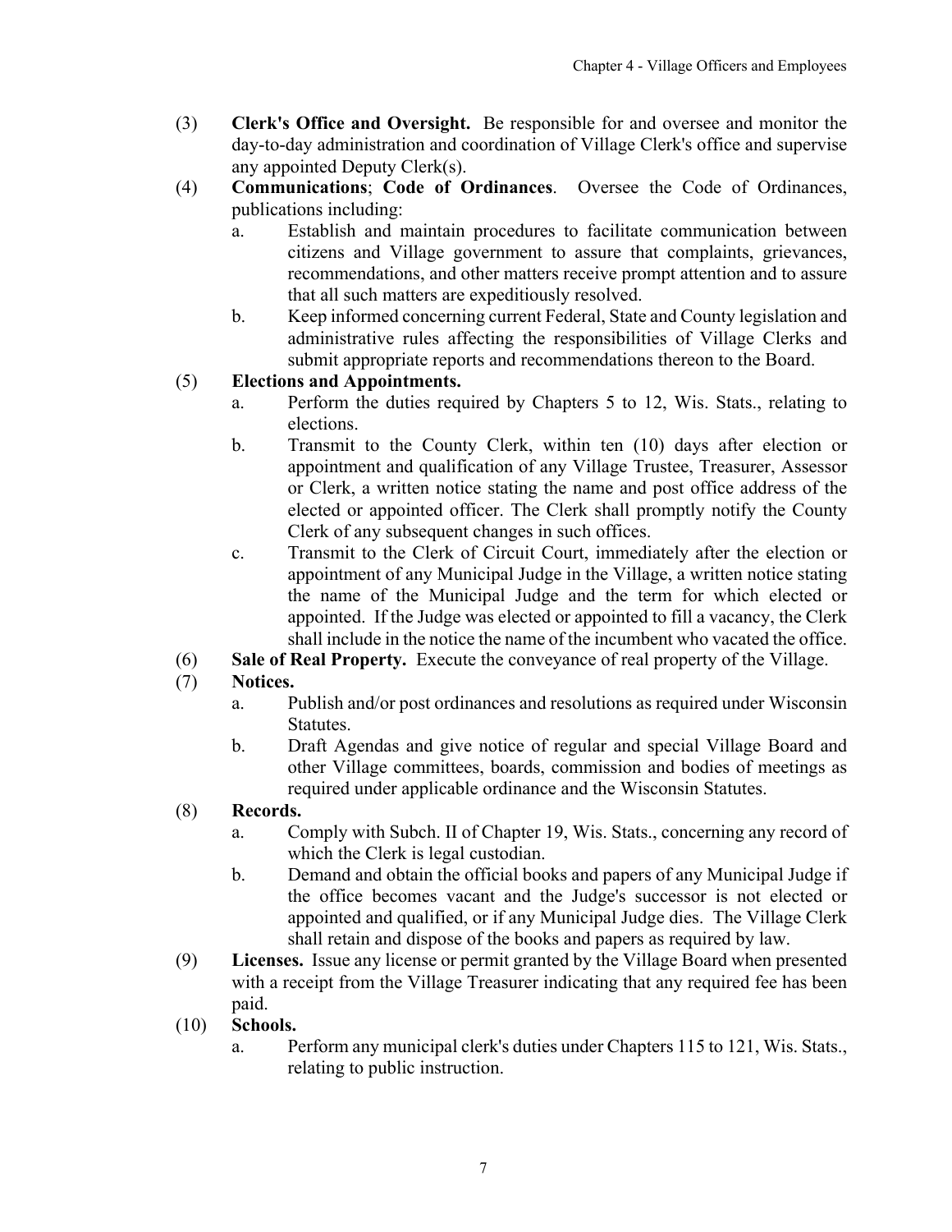(3) **Clerk's Office and Oversight.** Be responsible for and oversee and monitor the day-to-day administration and coordination of Village Clerk's office and supervise any appointed Deputy Clerk(s).

(4) **Communications**; **Code of Ordinances**. Oversee the Code of Ordinances, publications including:

  a. Establish and maintain procedures to facilitate communication between citizens and Village government to assure that complaints, grievances, recommendations, and other matters receive prompt attention and to assure that all such matters are expeditiously resolved.

  b. Keep informed concerning current Federal, State and County legislation and administrative rules affecting the responsibilities of Village Clerks and submit appropriate reports and recommendations thereon to the Board.

(5) **Elections and Appointments.**

  a. Perform the duties required by Chapters 5 to 12, Wis. Stats., relating to elections.

  b. Transmit to the County Clerk, within ten (10) days after election or appointment and qualification of any Village Trustee, Treasurer, Assessor or Clerk, a written notice stating the name and post office address of the elected or appointed officer. The Clerk shall promptly notify the County Clerk of any subsequent changes in such offices.

  c. Transmit to the Clerk of Circuit Court, immediately after the election or appointment of any Municipal Judge in the Village, a written notice stating the name of the Municipal Judge and the term for which elected or appointed. If the Judge was elected or appointed to fill a vacancy, the Clerk shall include in the notice the name of the incumbent who vacated the office.

(6) **Sale of Real Property.** Execute the conveyance of real property of the Village.

(7) **Notices.**

  a. Publish and/or post ordinances and resolutions as required under Wisconsin Statutes.

  b. Draft Agendas and give notice of regular and special Village Board and other Village committees, boards, commission and bodies of meetings as required under applicable ordinance and the Wisconsin Statutes.

(8) **Records.**

  a. Comply with Subch. II of Chapter 19, Wis. Stats., concerning any record of which the Clerk is legal custodian.

  b. Demand and obtain the official books and papers of any Municipal Judge if the office becomes vacant and the Judge's successor is not elected or appointed and qualified, or if any Municipal Judge dies. The Village Clerk shall retain and dispose of the books and papers as required by law.

(9) **Licenses.** Issue any license or permit granted by the Village Board when presented with a receipt from the Village Treasurer indicating that any required fee has been paid.

(10) **Schools.**

  a. Perform any municipal clerk's duties under Chapters 115 to 121, Wis. Stats., relating to public instruction.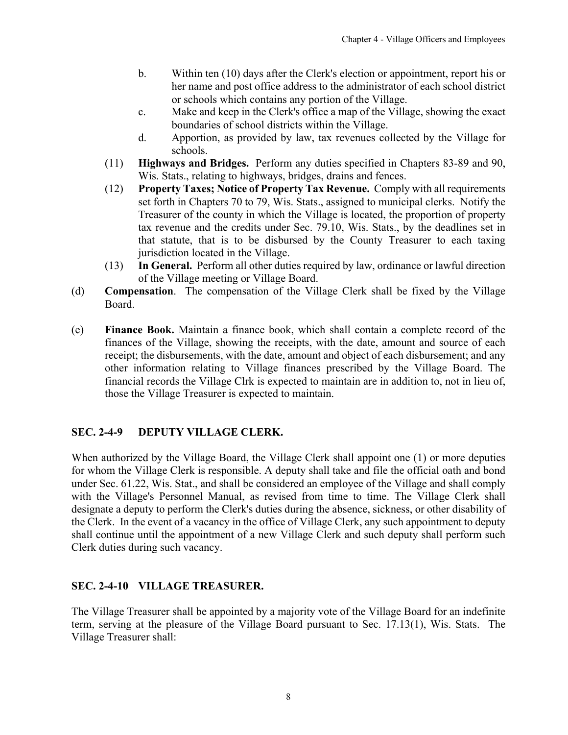b. Within ten (10) days after the Clerk's election or appointment, report his or her name and post office address to the administrator of each school district or schools which contains any portion of the Village.

c. Make and keep in the Clerk's office a map of the Village, showing the exact boundaries of school districts within the Village.

d. Apportion, as provided by law, tax revenues collected by the Village for schools.

(11) **Highways and Bridges.** Perform any duties specified in Chapters 83-89 and 90, Wis. Stats., relating to highways, bridges, drains and fences.

(12) **Property Taxes; Notice of Property Tax Revenue.** Comply with all requirements set forth in Chapters 70 to 79, Wis. Stats., assigned to municipal clerks. Notify the Treasurer of the county in which the Village is located, the proportion of property tax revenue and the credits under Sec. 79.10, Wis. Stats., by the deadlines set in that statute, that is to be disbursed by the County Treasurer to each taxing jurisdiction located in the Village.

(13) **In General.** Perform all other duties required by law, ordinance or lawful direction of the Village meeting or Village Board.

(d) **Compensation**. The compensation of the Village Clerk shall be fixed by the Village Board.

(e) **Finance Book.** Maintain a finance book, which shall contain a complete record of the finances of the Village, showing the receipts, with the date, amount and source of each receipt; the disbursements, with the date, amount and object of each disbursement; and any other information relating to Village finances prescribed by the Village Board. The financial records the Village Clrk is expected to maintain are in addition to, not in lieu of, those the Village Treasurer is expected to maintain.

## SEC. 2-4-9 DEPUTY VILLAGE CLERK.

When authorized by the Village Board, the Village Clerk shall appoint one (1) or more deputies for whom the Village Clerk is responsible. A deputy shall take and file the official oath and bond under Sec. 61.22, Wis. Stat., and shall be considered an employee of the Village and shall comply with the Village's Personnel Manual, as revised from time to time. The Village Clerk shall designate a deputy to perform the Clerk's duties during the absence, sickness, or other disability of the Clerk. In the event of a vacancy in the office of Village Clerk, any such appointment to deputy shall continue until the appointment of a new Village Clerk and such deputy shall perform such Clerk duties during such vacancy.

## SEC. 2-4-10 VILLAGE TREASURER.

The Village Treasurer shall be appointed by a majority vote of the Village Board for an indefinite term, serving at the pleasure of the Village Board pursuant to Sec. 17.13(1), Wis. Stats. The Village Treasurer shall: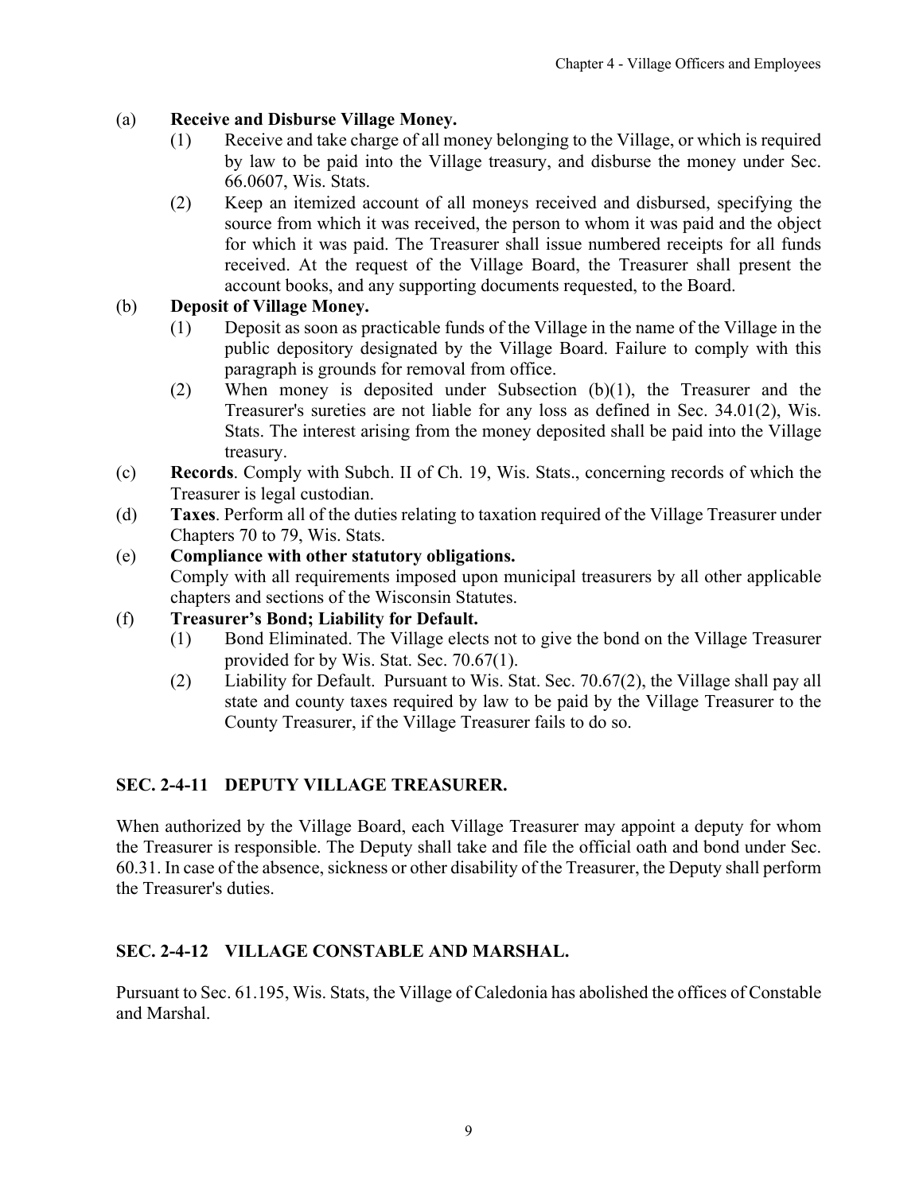(a) **Receive and Disburse Village Money.**

(1) Receive and take charge of all money belonging to the Village, or which is required by law to be paid into the Village treasury, and disburse the money under Sec. 66.0607, Wis. Stats.

(2) Keep an itemized account of all moneys received and disbursed, specifying the source from which it was received, the person to whom it was paid and the object for which it was paid. The Treasurer shall issue numbered receipts for all funds received. At the request of the Village Board, the Treasurer shall present the account books, and any supporting documents requested, to the Board.

(b) **Deposit of Village Money.**

(1) Deposit as soon as practicable funds of the Village in the name of the Village in the public depository designated by the Village Board. Failure to comply with this paragraph is grounds for removal from office.

(2) When money is deposited under Subsection (b)(1), the Treasurer and the Treasurer's sureties are not liable for any loss as defined in Sec. 34.01(2), Wis. Stats. The interest arising from the money deposited shall be paid into the Village treasury.

(c) **Records**. Comply with Subch. II of Ch. 19, Wis. Stats., concerning records of which the Treasurer is legal custodian.

(d) **Taxes**. Perform all of the duties relating to taxation required of the Village Treasurer under Chapters 70 to 79, Wis. Stats.

(e) **Compliance with other statutory obligations.**
Comply with all requirements imposed upon municipal treasurers by all other applicable chapters and sections of the Wisconsin Statutes.

(f) **Treasurer's Bond; Liability for Default.**

(1) Bond Eliminated. The Village elects not to give the bond on the Village Treasurer provided for by Wis. Stat. Sec. 70.67(1).

(2) Liability for Default. Pursuant to Wis. Stat. Sec. 70.67(2), the Village shall pay all state and county taxes required by law to be paid by the Village Treasurer to the County Treasurer, if the Village Treasurer fails to do so.

## SEC. 2-4-11 DEPUTY VILLAGE TREASURER.

When authorized by the Village Board, each Village Treasurer may appoint a deputy for whom the Treasurer is responsible. The Deputy shall take and file the official oath and bond under Sec. 60.31. In case of the absence, sickness or other disability of the Treasurer, the Deputy shall perform the Treasurer's duties.

## SEC. 2-4-12 VILLAGE CONSTABLE AND MARSHAL.

Pursuant to Sec. 61.195, Wis. Stats, the Village of Caledonia has abolished the offices of Constable and Marshal.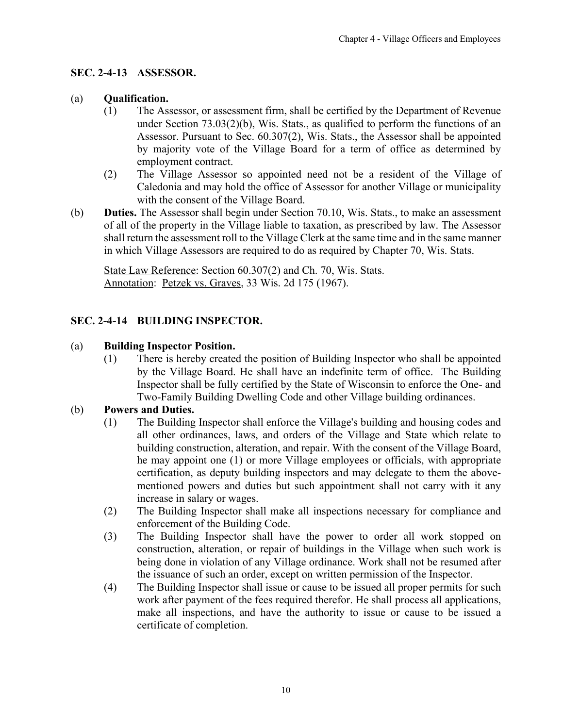## SEC. 2-4-13 ASSESSOR.

(a) **Qualification.**

(1) The Assessor, or assessment firm, shall be certified by the Department of Revenue under Section 73.03(2)(b), Wis. Stats., as qualified to perform the functions of an Assessor. Pursuant to Sec. 60.307(2), Wis. Stats., the Assessor shall be appointed by majority vote of the Village Board for a term of office as determined by employment contract.

(2) The Village Assessor so appointed need not be a resident of the Village of Caledonia and may hold the office of Assessor for another Village or municipality with the consent of the Village Board.

(b) **Duties.** The Assessor shall begin under Section 70.10, Wis. Stats., to make an assessment of all of the property in the Village liable to taxation, as prescribed by law. The Assessor shall return the assessment roll to the Village Clerk at the same time and in the same manner in which Village Assessors are required to do as required by Chapter 70, Wis. Stats.

State Law Reference: Section 60.307(2) and Ch. 70, Wis. Stats.
Annotation: Petzek vs. Graves, 33 Wis. 2d 175 (1967).

## SEC. 2-4-14 BUILDING INSPECTOR.

(a) **Building Inspector Position.**

(1) There is hereby created the position of Building Inspector who shall be appointed by the Village Board. He shall have an indefinite term of office. The Building Inspector shall be fully certified by the State of Wisconsin to enforce the One- and Two-Family Building Dwelling Code and other Village building ordinances.

(b) **Powers and Duties.**

(1) The Building Inspector shall enforce the Village's building and housing codes and all other ordinances, laws, and orders of the Village and State which relate to building construction, alteration, and repair. With the consent of the Village Board, he may appoint one (1) or more Village employees or officials, with appropriate certification, as deputy building inspectors and may delegate to them the above-mentioned powers and duties but such appointment shall not carry with it any increase in salary or wages.

(2) The Building Inspector shall make all inspections necessary for compliance and enforcement of the Building Code.

(3) The Building Inspector shall have the power to order all work stopped on construction, alteration, or repair of buildings in the Village when such work is being done in violation of any Village ordinance. Work shall not be resumed after the issuance of such an order, except on written permission of the Inspector.

(4) The Building Inspector shall issue or cause to be issued all proper permits for such work after payment of the fees required therefor. He shall process all applications, make all inspections, and have the authority to issue or cause to be issued a certificate of completion.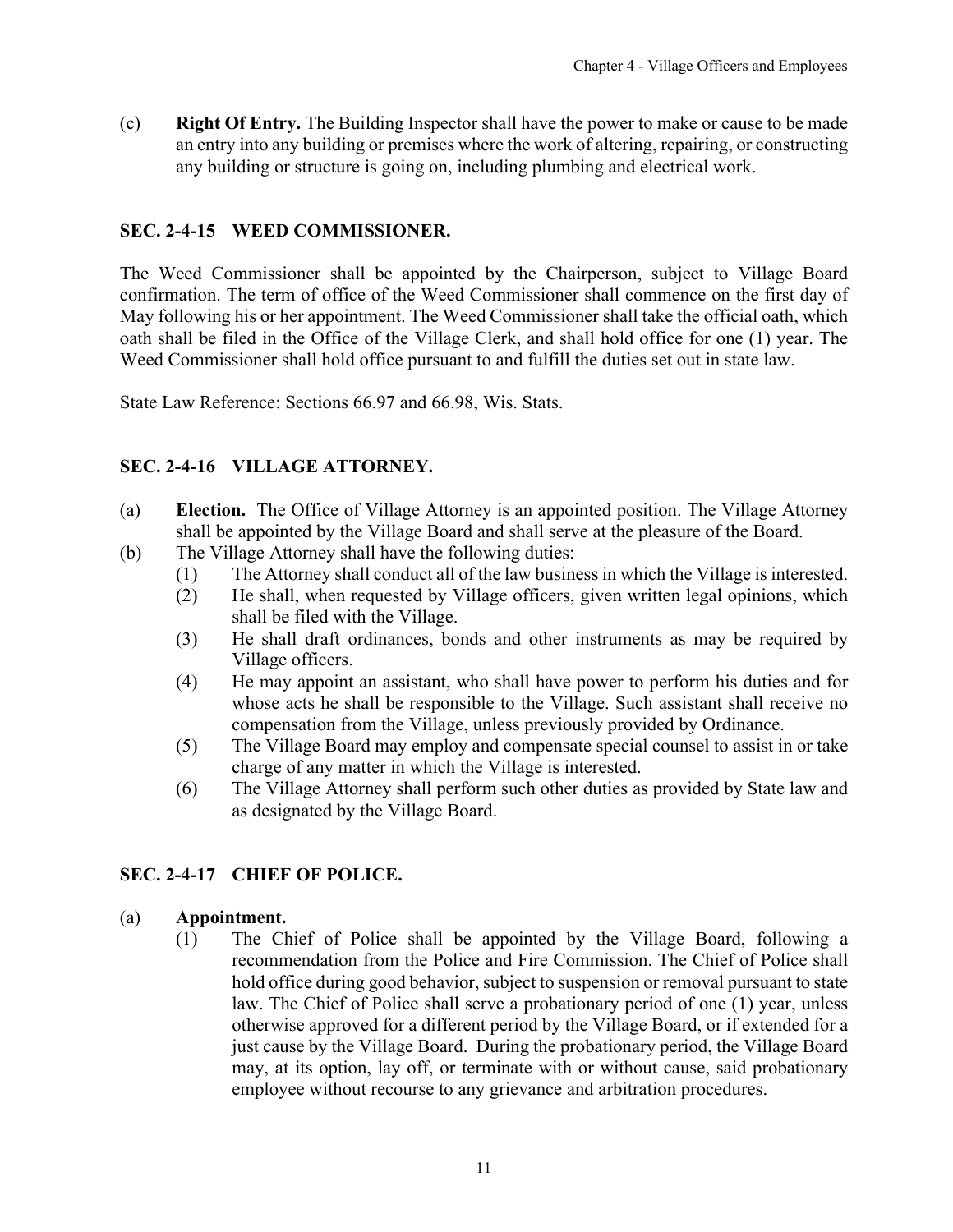(c) **Right Of Entry.** The Building Inspector shall have the power to make or cause to be made an entry into any building or premises where the work of altering, repairing, or constructing any building or structure is going on, including plumbing and electrical work.

## SEC. 2-4-15 WEED COMMISSIONER.

The Weed Commissioner shall be appointed by the Chairperson, subject to Village Board confirmation. The term of office of the Weed Commissioner shall commence on the first day of May following his or her appointment. The Weed Commissioner shall take the official oath, which oath shall be filed in the Office of the Village Clerk, and shall hold office for one (1) year. The Weed Commissioner shall hold office pursuant to and fulfill the duties set out in state law.

State Law Reference: Sections 66.97 and 66.98, Wis. Stats.

## SEC. 2-4-16 VILLAGE ATTORNEY.

(a) **Election.** The Office of Village Attorney is an appointed position. The Village Attorney shall be appointed by the Village Board and shall serve at the pleasure of the Board.

(b) The Village Attorney shall have the following duties:

   (1) The Attorney shall conduct all of the law business in which the Village is interested.

   (2) He shall, when requested by Village officers, given written legal opinions, which shall be filed with the Village.

   (3) He shall draft ordinances, bonds and other instruments as may be required by Village officers.

   (4) He may appoint an assistant, who shall have power to perform his duties and for whose acts he shall be responsible to the Village. Such assistant shall receive no compensation from the Village, unless previously provided by Ordinance.

   (5) The Village Board may employ and compensate special counsel to assist in or take charge of any matter in which the Village is interested.

   (6) The Village Attorney shall perform such other duties as provided by State law and as designated by the Village Board.

## SEC. 2-4-17 CHIEF OF POLICE.

(a) **Appointment.**

   (1) The Chief of Police shall be appointed by the Village Board, following a recommendation from the Police and Fire Commission. The Chief of Police shall hold office during good behavior, subject to suspension or removal pursuant to state law. The Chief of Police shall serve a probationary period of one (1) year, unless otherwise approved for a different period by the Village Board, or if extended for a just cause by the Village Board. During the probationary period, the Village Board may, at its option, lay off, or terminate with or without cause, said probationary employee without recourse to any grievance and arbitration procedures.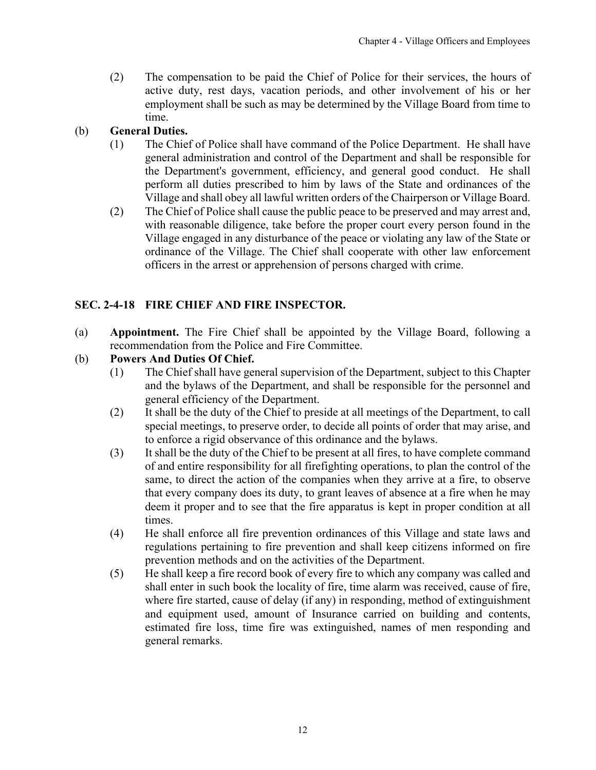(2) The compensation to be paid the Chief of Police for their services, the hours of active duty, rest days, vacation periods, and other involvement of his or her employment shall be such as may be determined by the Village Board from time to time.

(b) **General Duties.**

(1) The Chief of Police shall have command of the Police Department. He shall have general administration and control of the Department and shall be responsible for the Department's government, efficiency, and general good conduct. He shall perform all duties prescribed to him by laws of the State and ordinances of the Village and shall obey all lawful written orders of the Chairperson or Village Board.

(2) The Chief of Police shall cause the public peace to be preserved and may arrest and, with reasonable diligence, take before the proper court every person found in the Village engaged in any disturbance of the peace or violating any law of the State or ordinance of the Village. The Chief shall cooperate with other law enforcement officers in the arrest or apprehension of persons charged with crime.

## SEC. 2-4-18 FIRE CHIEF AND FIRE INSPECTOR.

(a) **Appointment.** The Fire Chief shall be appointed by the Village Board, following a recommendation from the Police and Fire Committee.

(b) **Powers And Duties Of Chief.**

(1) The Chief shall have general supervision of the Department, subject to this Chapter and the bylaws of the Department, and shall be responsible for the personnel and general efficiency of the Department.

(2) It shall be the duty of the Chief to preside at all meetings of the Department, to call special meetings, to preserve order, to decide all points of order that may arise, and to enforce a rigid observance of this ordinance and the bylaws.

(3) It shall be the duty of the Chief to be present at all fires, to have complete command of and entire responsibility for all firefighting operations, to plan the control of the same, to direct the action of the companies when they arrive at a fire, to observe that every company does its duty, to grant leaves of absence at a fire when he may deem it proper and to see that the fire apparatus is kept in proper condition at all times.

(4) He shall enforce all fire prevention ordinances of this Village and state laws and regulations pertaining to fire prevention and shall keep citizens informed on fire prevention methods and on the activities of the Department.

(5) He shall keep a fire record book of every fire to which any company was called and shall enter in such book the locality of fire, time alarm was received, cause of fire, where fire started, cause of delay (if any) in responding, method of extinguishment and equipment used, amount of Insurance carried on building and contents, estimated fire loss, time fire was extinguished, names of men responding and general remarks.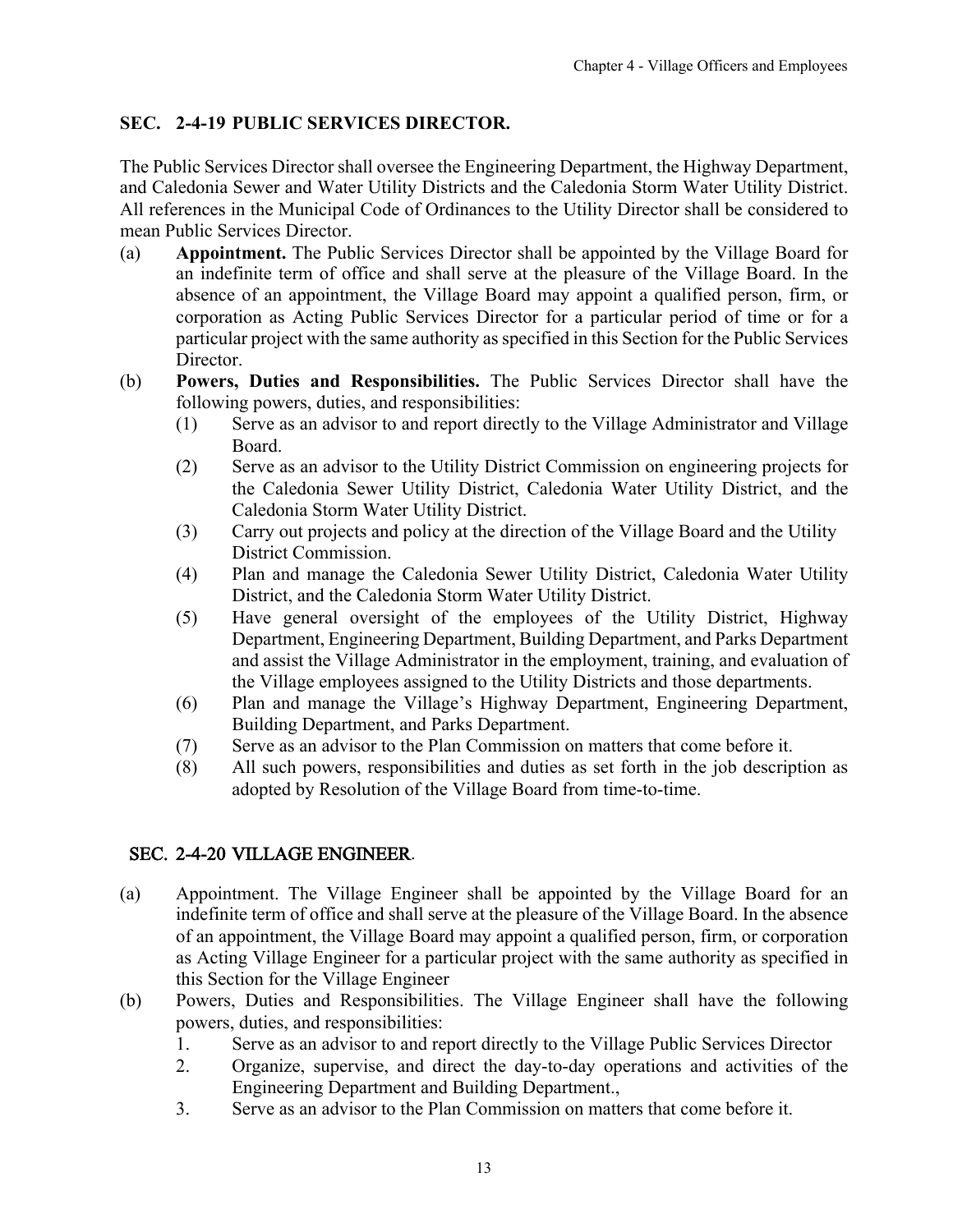## SEC. 2-4-19 PUBLIC SERVICES DIRECTOR.

The Public Services Director shall oversee the Engineering Department, the Highway Department, and Caledonia Sewer and Water Utility Districts and the Caledonia Storm Water Utility District. All references in the Municipal Code of Ordinances to the Utility Director shall be considered to mean Public Services Director.

(a) **Appointment.** The Public Services Director shall be appointed by the Village Board for an indefinite term of office and shall serve at the pleasure of the Village Board. In the absence of an appointment, the Village Board may appoint a qualified person, firm, or corporation as Acting Public Services Director for a particular period of time or for a particular project with the same authority as specified in this Section for the Public Services Director.

(b) **Powers, Duties and Responsibilities.** The Public Services Director shall have the following powers, duties, and responsibilities:

   (1) Serve as an advisor to and report directly to the Village Administrator and Village Board.

   (2) Serve as an advisor to the Utility District Commission on engineering projects for the Caledonia Sewer Utility District, Caledonia Water Utility District, and the Caledonia Storm Water Utility District.

   (3) Carry out projects and policy at the direction of the Village Board and the Utility District Commission.

   (4) Plan and manage the Caledonia Sewer Utility District, Caledonia Water Utility District, and the Caledonia Storm Water Utility District.

   (5) Have general oversight of the employees of the Utility District, Highway Department, Engineering Department, Building Department, and Parks Department and assist the Village Administrator in the employment, training, and evaluation of the Village employees assigned to the Utility Districts and those departments.

   (6) Plan and manage the Village's Highway Department, Engineering Department, Building Department, and Parks Department.

   (7) Serve as an advisor to the Plan Commission on matters that come before it.

   (8) All such powers, responsibilities and duties as set forth in the job description as adopted by Resolution of the Village Board from time-to-time.

## SEC. 2-4-20 VILLAGE ENGINEER.

(a) Appointment. The Village Engineer shall be appointed by the Village Board for an indefinite term of office and shall serve at the pleasure of the Village Board. In the absence of an appointment, the Village Board may appoint a qualified person, firm, or corporation as Acting Village Engineer for a particular project with the same authority as specified in this Section for the Village Engineer

(b) Powers, Duties and Responsibilities. The Village Engineer shall have the following powers, duties, and responsibilities:

   1. Serve as an advisor to and report directly to the Village Public Services Director

   2. Organize, supervise, and direct the day-to-day operations and activities of the Engineering Department and Building Department.,

   3. Serve as an advisor to the Plan Commission on matters that come before it.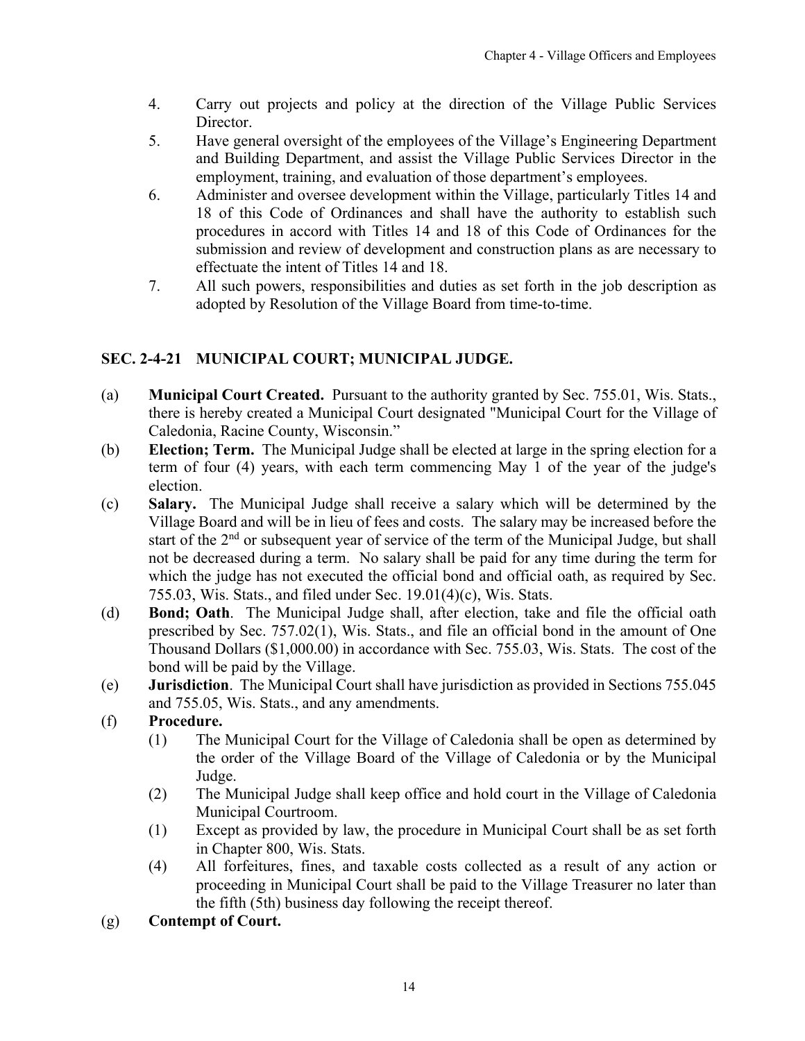4. Carry out projects and policy at the direction of the Village Public Services Director.
5. Have general oversight of the employees of the Village's Engineering Department and Building Department, and assist the Village Public Services Director in the employment, training, and evaluation of those department's employees.
6. Administer and oversee development within the Village, particularly Titles 14 and 18 of this Code of Ordinances and shall have the authority to establish such procedures in accord with Titles 14 and 18 of this Code of Ordinances for the submission and review of development and construction plans as are necessary to effectuate the intent of Titles 14 and 18.
7. All such powers, responsibilities and duties as set forth in the job description as adopted by Resolution of the Village Board from time-to-time.

## SEC. 2-4-21 MUNICIPAL COURT; MUNICIPAL JUDGE.

(a) **Municipal Court Created.** Pursuant to the authority granted by Sec. 755.01, Wis. Stats., there is hereby created a Municipal Court designated "Municipal Court for the Village of Caledonia, Racine County, Wisconsin."

(b) **Election; Term.** The Municipal Judge shall be elected at large in the spring election for a term of four (4) years, with each term commencing May 1 of the year of the judge's election.

(c) **Salary.** The Municipal Judge shall receive a salary which will be determined by the Village Board and will be in lieu of fees and costs. The salary may be increased before the start of the 2nd or subsequent year of service of the term of the Municipal Judge, but shall not be decreased during a term. No salary shall be paid for any time during the term for which the judge has not executed the official bond and official oath, as required by Sec. 755.03, Wis. Stats., and filed under Sec. 19.01(4)(c), Wis. Stats.

(d) **Bond; Oath**. The Municipal Judge shall, after election, take and file the official oath prescribed by Sec. 757.02(1), Wis. Stats., and file an official bond in the amount of One Thousand Dollars ($1,000.00) in accordance with Sec. 755.03, Wis. Stats. The cost of the bond will be paid by the Village.

(e) **Jurisdiction**. The Municipal Court shall have jurisdiction as provided in Sections 755.045 and 755.05, Wis. Stats., and any amendments.

(f) **Procedure.**

(1) The Municipal Court for the Village of Caledonia shall be open as determined by the order of the Village Board of the Village of Caledonia or by the Municipal Judge.

(2) The Municipal Judge shall keep office and hold court in the Village of Caledonia Municipal Courtroom.

(1) Except as provided by law, the procedure in Municipal Court shall be as set forth in Chapter 800, Wis. Stats.

(4) All forfeitures, fines, and taxable costs collected as a result of any action or proceeding in Municipal Court shall be paid to the Village Treasurer no later than the fifth (5th) business day following the receipt thereof.

(g) **Contempt of Court.**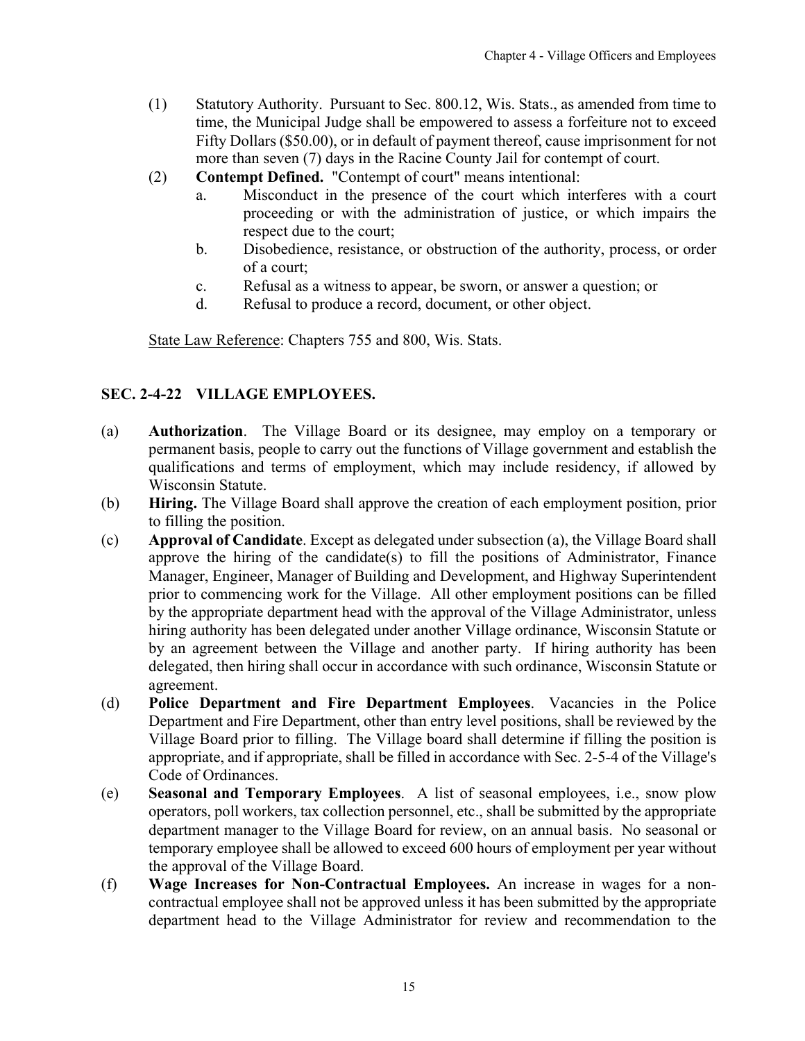(1) Statutory Authority. Pursuant to Sec. 800.12, Wis. Stats., as amended from time to time, the Municipal Judge shall be empowered to assess a forfeiture not to exceed Fifty Dollars ($50.00), or in default of payment thereof, cause imprisonment for not more than seven (7) days in the Racine County Jail for contempt of court.

(2) **Contempt Defined.** "Contempt of court" means intentional:

  a. Misconduct in the presence of the court which interferes with a court proceeding or with the administration of justice, or which impairs the respect due to the court;

  b. Disobedience, resistance, or obstruction of the authority, process, or order of a court;

  c. Refusal as a witness to appear, be sworn, or answer a question; or

  d. Refusal to produce a record, document, or other object.

State Law Reference: Chapters 755 and 800, Wis. Stats.

## SEC. 2-4-22 VILLAGE EMPLOYEES.

(a) **Authorization**. The Village Board or its designee, may employ on a temporary or permanent basis, people to carry out the functions of Village government and establish the qualifications and terms of employment, which may include residency, if allowed by Wisconsin Statute.

(b) **Hiring.** The Village Board shall approve the creation of each employment position, prior to filling the position.

(c) **Approval of Candidate**. Except as delegated under subsection (a), the Village Board shall approve the hiring of the candidate(s) to fill the positions of Administrator, Finance Manager, Engineer, Manager of Building and Development, and Highway Superintendent prior to commencing work for the Village. All other employment positions can be filled by the appropriate department head with the approval of the Village Administrator, unless hiring authority has been delegated under another Village ordinance, Wisconsin Statute or by an agreement between the Village and another party. If hiring authority has been delegated, then hiring shall occur in accordance with such ordinance, Wisconsin Statute or agreement.

(d) **Police Department and Fire Department Employees**. Vacancies in the Police Department and Fire Department, other than entry level positions, shall be reviewed by the Village Board prior to filling. The Village board shall determine if filling the position is appropriate, and if appropriate, shall be filled in accordance with Sec. 2-5-4 of the Village's Code of Ordinances.

(e) **Seasonal and Temporary Employees**. A list of seasonal employees, i.e., snow plow operators, poll workers, tax collection personnel, etc., shall be submitted by the appropriate department manager to the Village Board for review, on an annual basis. No seasonal or temporary employee shall be allowed to exceed 600 hours of employment per year without the approval of the Village Board.

(f) **Wage Increases for Non-Contractual Employees.** An increase in wages for a non-contractual employee shall not be approved unless it has been submitted by the appropriate department head to the Village Administrator for review and recommendation to the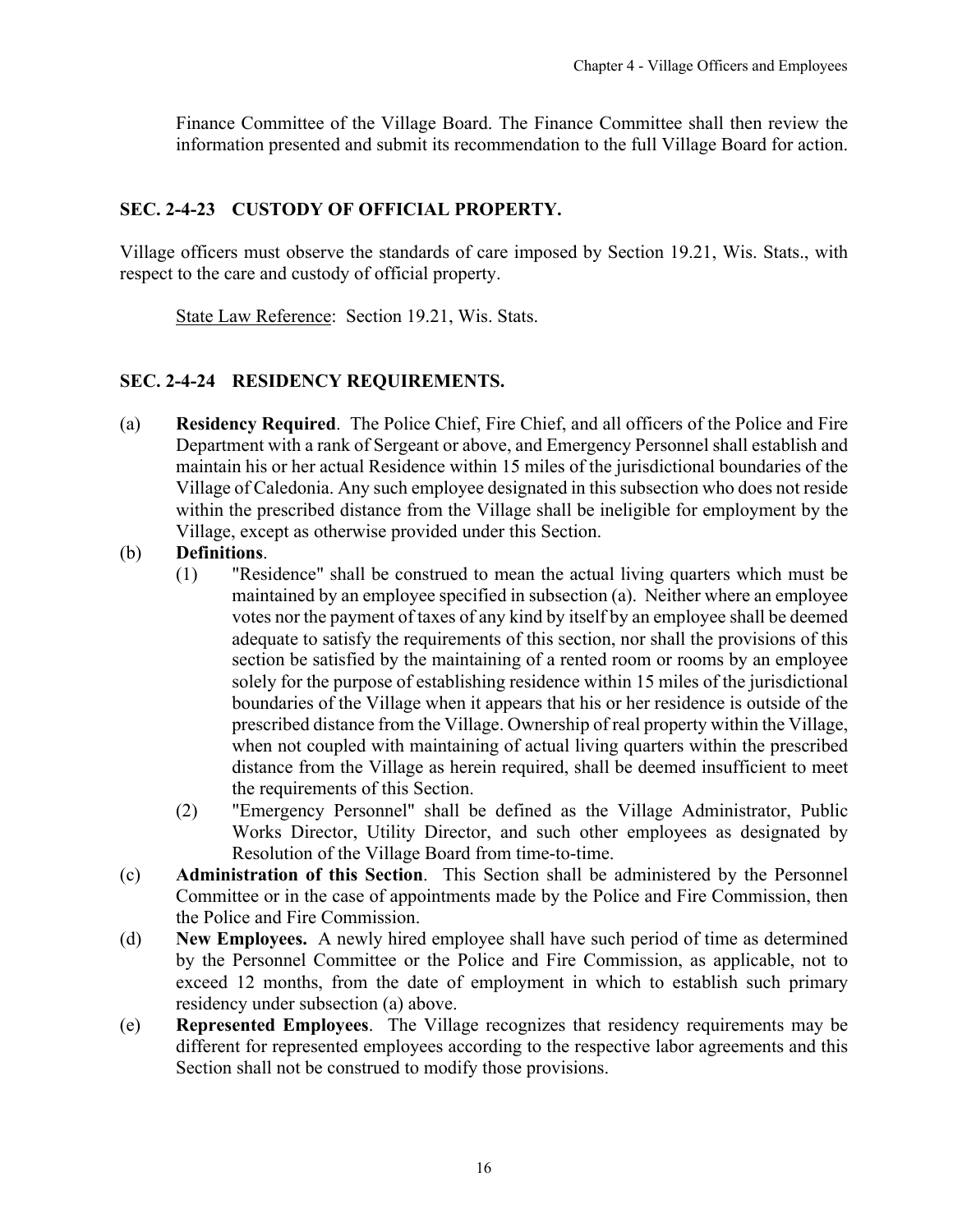Finance Committee of the Village Board. The Finance Committee shall then review the information presented and submit its recommendation to the full Village Board for action.

## SEC. 2-4-23 CUSTODY OF OFFICIAL PROPERTY.

Village officers must observe the standards of care imposed by Section 19.21, Wis. Stats., with respect to the care and custody of official property.

State Law Reference: Section 19.21, Wis. Stats.

## SEC. 2-4-24 RESIDENCY REQUIREMENTS.

(a) **Residency Required**. The Police Chief, Fire Chief, and all officers of the Police and Fire Department with a rank of Sergeant or above, and Emergency Personnel shall establish and maintain his or her actual Residence within 15 miles of the jurisdictional boundaries of the Village of Caledonia. Any such employee designated in this subsection who does not reside within the prescribed distance from the Village shall be ineligible for employment by the Village, except as otherwise provided under this Section.

(b) **Definitions**.

(1) "Residence" shall be construed to mean the actual living quarters which must be maintained by an employee specified in subsection (a). Neither where an employee votes nor the payment of taxes of any kind by itself by an employee shall be deemed adequate to satisfy the requirements of this section, nor shall the provisions of this section be satisfied by the maintaining of a rented room or rooms by an employee solely for the purpose of establishing residence within 15 miles of the jurisdictional boundaries of the Village when it appears that his or her residence is outside of the prescribed distance from the Village. Ownership of real property within the Village, when not coupled with maintaining of actual living quarters within the prescribed distance from the Village as herein required, shall be deemed insufficient to meet the requirements of this Section.

(2) "Emergency Personnel" shall be defined as the Village Administrator, Public Works Director, Utility Director, and such other employees as designated by Resolution of the Village Board from time-to-time.

(c) **Administration of this Section**. This Section shall be administered by the Personnel Committee or in the case of appointments made by the Police and Fire Commission, then the Police and Fire Commission.

(d) **New Employees.** A newly hired employee shall have such period of time as determined by the Personnel Committee or the Police and Fire Commission, as applicable, not to exceed 12 months, from the date of employment in which to establish such primary residency under subsection (a) above.

(e) **Represented Employees**. The Village recognizes that residency requirements may be different for represented employees according to the respective labor agreements and this Section shall not be construed to modify those provisions.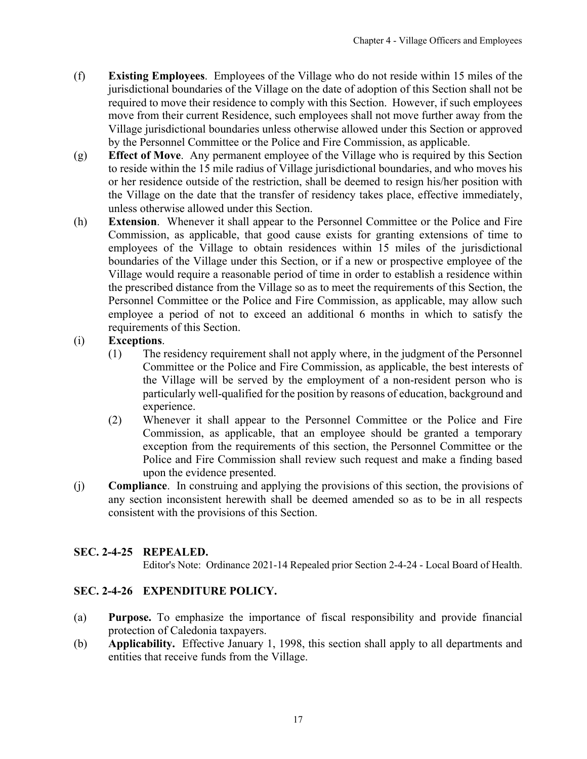(f) **Existing Employees**. Employees of the Village who do not reside within 15 miles of the jurisdictional boundaries of the Village on the date of adoption of this Section shall not be required to move their residence to comply with this Section. However, if such employees move from their current Residence, such employees shall not move further away from the Village jurisdictional boundaries unless otherwise allowed under this Section or approved by the Personnel Committee or the Police and Fire Commission, as applicable.

(g) **Effect of Move**. Any permanent employee of the Village who is required by this Section to reside within the 15 mile radius of Village jurisdictional boundaries, and who moves his or her residence outside of the restriction, shall be deemed to resign his/her position with the Village on the date that the transfer of residency takes place, effective immediately, unless otherwise allowed under this Section.

(h) **Extension**. Whenever it shall appear to the Personnel Committee or the Police and Fire Commission, as applicable, that good cause exists for granting extensions of time to employees of the Village to obtain residences within 15 miles of the jurisdictional boundaries of the Village under this Section, or if a new or prospective employee of the Village would require a reasonable period of time in order to establish a residence within the prescribed distance from the Village so as to meet the requirements of this Section, the Personnel Committee or the Police and Fire Commission, as applicable, may allow such employee a period of not to exceed an additional 6 months in which to satisfy the requirements of this Section.

(i) **Exceptions**.

(1) The residency requirement shall not apply where, in the judgment of the Personnel Committee or the Police and Fire Commission, as applicable, the best interests of the Village will be served by the employment of a non-resident person who is particularly well-qualified for the position by reasons of education, background and experience.

(2) Whenever it shall appear to the Personnel Committee or the Police and Fire Commission, as applicable, that an employee should be granted a temporary exception from the requirements of this section, the Personnel Committee or the Police and Fire Commission shall review such request and make a finding based upon the evidence presented.

(j) **Compliance**. In construing and applying the provisions of this section, the provisions of any section inconsistent herewith shall be deemed amended so as to be in all respects consistent with the provisions of this Section.

## SEC. 2-4-25 REPEALED.

Editor's Note: Ordinance 2021-14 Repealed prior Section 2-4-24 - Local Board of Health.

## SEC. 2-4-26 EXPENDITURE POLICY.

(a) **Purpose.** To emphasize the importance of fiscal responsibility and provide financial protection of Caledonia taxpayers.

(b) **Applicability.** Effective January 1, 1998, this section shall apply to all departments and entities that receive funds from the Village.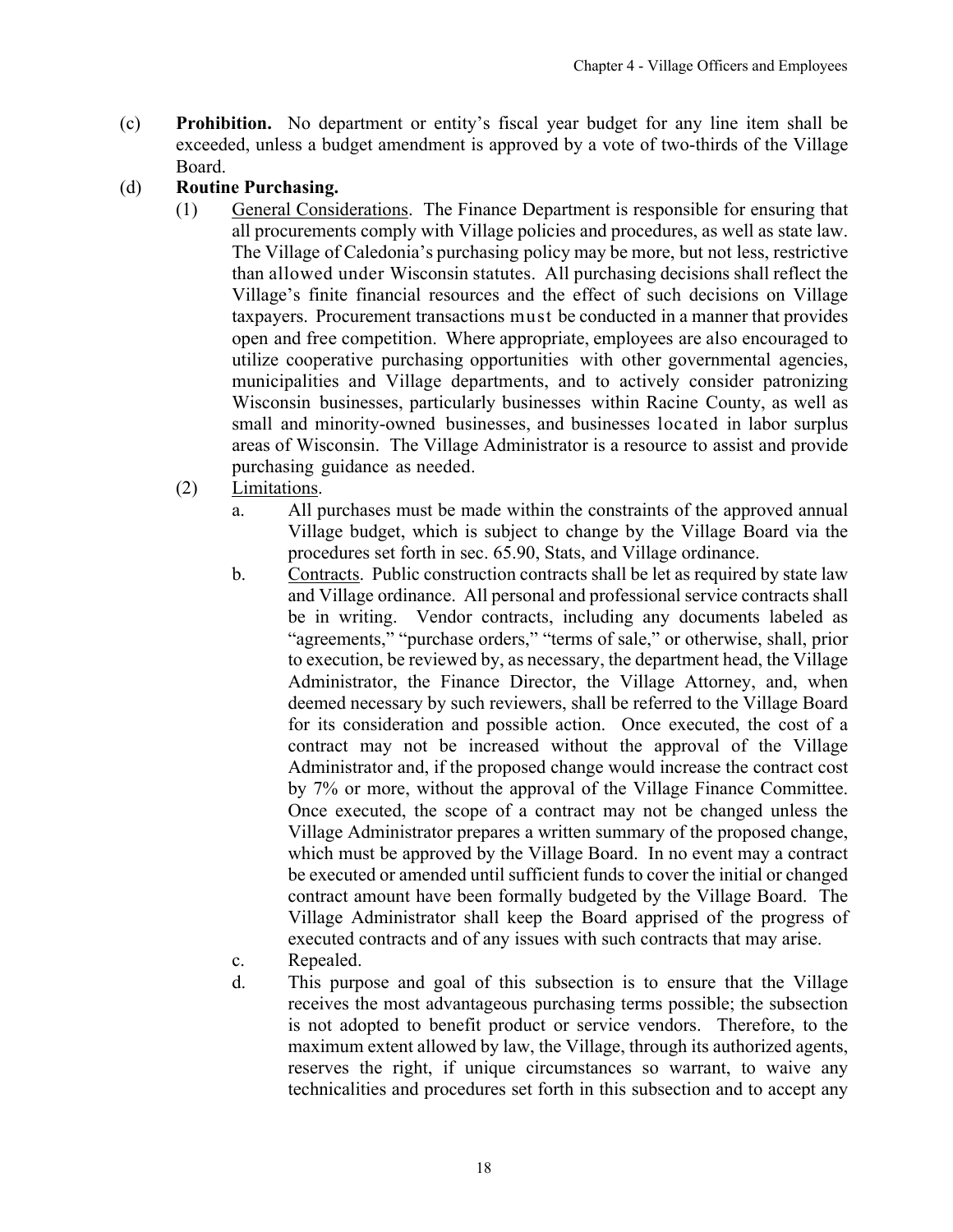(c) **Prohibition.** No department or entity's fiscal year budget for any line item shall be exceeded, unless a budget amendment is approved by a vote of two-thirds of the Village Board.

(d) **Routine Purchasing.**

(1) <u>General Considerations</u>. The Finance Department is responsible for ensuring that all procurements comply with Village policies and procedures, as well as state law. The Village of Caledonia's purchasing policy may be more, but not less, restrictive than allowed under Wisconsin statutes. All purchasing decisions shall reflect the Village's finite financial resources and the effect of such decisions on Village taxpayers. Procurement transactions must be conducted in a manner that provides open and free competition. Where appropriate, employees are also encouraged to utilize cooperative purchasing opportunities with other governmental agencies, municipalities and Village departments, and to actively consider patronizing Wisconsin businesses, particularly businesses within Racine County, as well as small and minority-owned businesses, and businesses located in labor surplus areas of Wisconsin. The Village Administrator is a resource to assist and provide purchasing guidance as needed.

(2) <u>Limitations</u>.

a. All purchases must be made within the constraints of the approved annual Village budget, which is subject to change by the Village Board via the procedures set forth in sec. 65.90, Stats, and Village ordinance.

b. <u>Contracts</u>. Public construction contracts shall be let as required by state law and Village ordinance. All personal and professional service contracts shall be in writing. Vendor contracts, including any documents labeled as "agreements," "purchase orders," "terms of sale," or otherwise, shall, prior to execution, be reviewed by, as necessary, the department head, the Village Administrator, the Finance Director, the Village Attorney, and, when deemed necessary by such reviewers, shall be referred to the Village Board for its consideration and possible action. Once executed, the cost of a contract may not be increased without the approval of the Village Administrator and, if the proposed change would increase the contract cost by 7% or more, without the approval of the Village Finance Committee. Once executed, the scope of a contract may not be changed unless the Village Administrator prepares a written summary of the proposed change, which must be approved by the Village Board. In no event may a contract be executed or amended until sufficient funds to cover the initial or changed contract amount have been formally budgeted by the Village Board. The Village Administrator shall keep the Board apprised of the progress of executed contracts and of any issues with such contracts that may arise.

c. Repealed.

d. This purpose and goal of this subsection is to ensure that the Village receives the most advantageous purchasing terms possible; the subsection is not adopted to benefit product or service vendors. Therefore, to the maximum extent allowed by law, the Village, through its authorized agents, reserves the right, if unique circumstances so warrant, to waive any technicalities and procedures set forth in this subsection and to accept any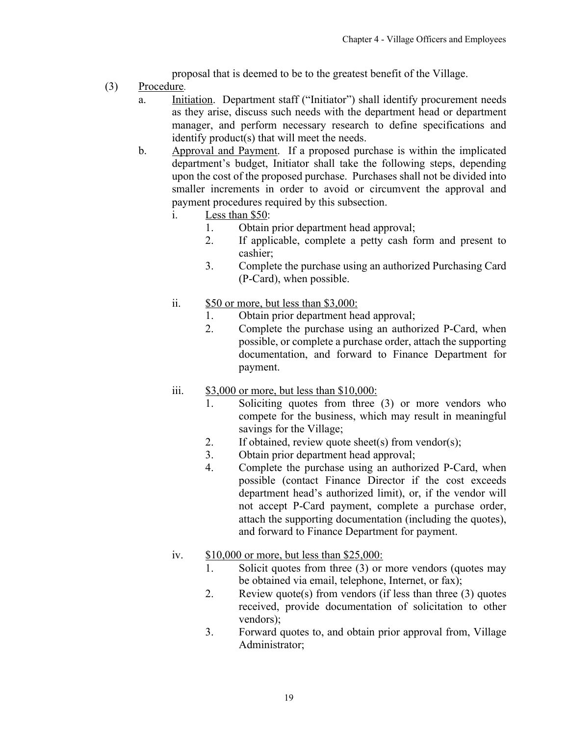proposal that is deemed to be to the greatest benefit of the Village.

(3) Procedure.

a. Initiation. Department staff ("Initiator") shall identify procurement needs as they arise, discuss such needs with the department head or department manager, and perform necessary research to define specifications and identify product(s) that will meet the needs.

b. Approval and Payment. If a proposed purchase is within the implicated department's budget, Initiator shall take the following steps, depending upon the cost of the proposed purchase. Purchases shall not be divided into smaller increments in order to avoid or circumvent the approval and payment procedures required by this subsection.

i. Less than $50:

1. Obtain prior department head approval;
2. If applicable, complete a petty cash form and present to cashier;
3. Complete the purchase using an authorized Purchasing Card (P-Card), when possible.

ii. $50 or more, but less than $3,000:

1. Obtain prior department head approval;
2. Complete the purchase using an authorized P-Card, when possible, or complete a purchase order, attach the supporting documentation, and forward to Finance Department for payment.

iii. $3,000 or more, but less than $10,000:

1. Soliciting quotes from three (3) or more vendors who compete for the business, which may result in meaningful savings for the Village;
2. If obtained, review quote sheet(s) from vendor(s);
3. Obtain prior department head approval;
4. Complete the purchase using an authorized P-Card, when possible (contact Finance Director if the cost exceeds department head's authorized limit), or, if the vendor will not accept P-Card payment, complete a purchase order, attach the supporting documentation (including the quotes), and forward to Finance Department for payment.

iv. $10,000 or more, but less than $25,000:

1. Solicit quotes from three (3) or more vendors (quotes may be obtained via email, telephone, Internet, or fax);
2. Review quote(s) from vendors (if less than three (3) quotes received, provide documentation of solicitation to other vendors);
3. Forward quotes to, and obtain prior approval from, Village Administrator;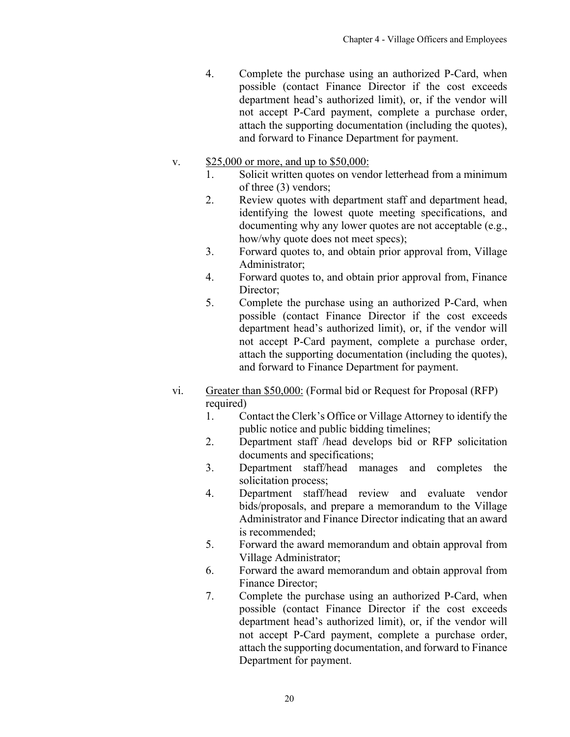4. Complete the purchase using an authorized P-Card, when possible (contact Finance Director if the cost exceeds department head's authorized limit), or, if the vendor will not accept P-Card payment, complete a purchase order, attach the supporting documentation (including the quotes), and forward to Finance Department for payment.

v. <u>$25,000 or more, and up to $50,000:</u>

1. Solicit written quotes on vendor letterhead from a minimum of three (3) vendors;
2. Review quotes with department staff and department head, identifying the lowest quote meeting specifications, and documenting why any lower quotes are not acceptable (e.g., how/why quote does not meet specs);
3. Forward quotes to, and obtain prior approval from, Village Administrator;
4. Forward quotes to, and obtain prior approval from, Finance Director;
5. Complete the purchase using an authorized P-Card, when possible (contact Finance Director if the cost exceeds department head's authorized limit), or, if the vendor will not accept P-Card payment, complete a purchase order, attach the supporting documentation (including the quotes), and forward to Finance Department for payment.

vi. <u>Greater than $50,000:</u> (Formal bid or Request for Proposal (RFP) required)

1. Contact the Clerk's Office or Village Attorney to identify the public notice and public bidding timelines;
2. Department staff /head develops bid or RFP solicitation documents and specifications;
3. Department staff/head manages and completes the solicitation process;
4. Department staff/head review and evaluate vendor bids/proposals, and prepare a memorandum to the Village Administrator and Finance Director indicating that an award is recommended;
5. Forward the award memorandum and obtain approval from Village Administrator;
6. Forward the award memorandum and obtain approval from Finance Director;
7. Complete the purchase using an authorized P-Card, when possible (contact Finance Director if the cost exceeds department head's authorized limit), or, if the vendor will not accept P-Card payment, complete a purchase order, attach the supporting documentation, and forward to Finance Department for payment.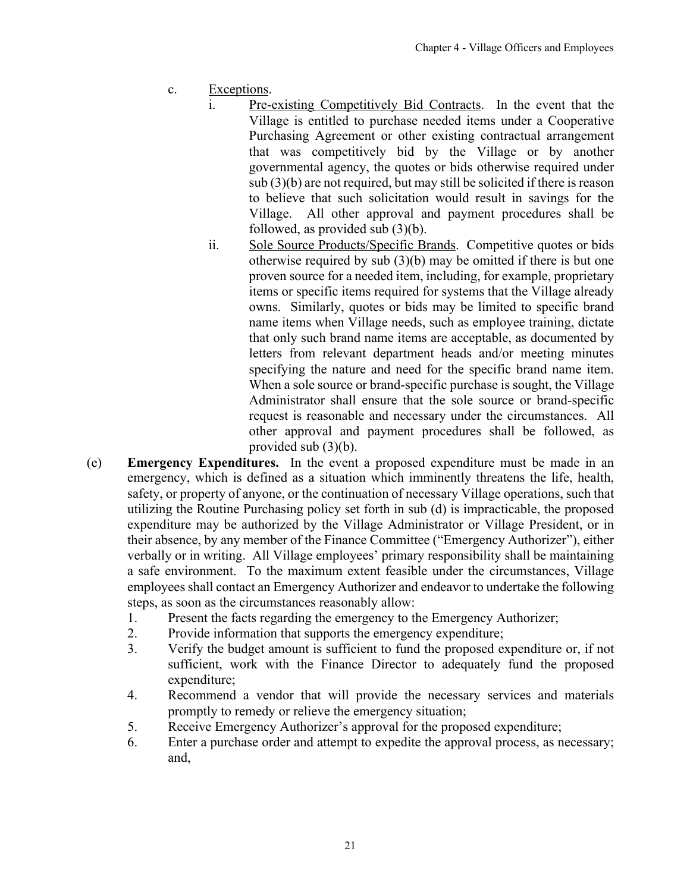c. Exceptions.

i. Pre-existing Competitively Bid Contracts. In the event that the Village is entitled to purchase needed items under a Cooperative Purchasing Agreement or other existing contractual arrangement that was competitively bid by the Village or by another governmental agency, the quotes or bids otherwise required under sub (3)(b) are not required, but may still be solicited if there is reason to believe that such solicitation would result in savings for the Village. All other approval and payment procedures shall be followed, as provided sub (3)(b).

ii. Sole Source Products/Specific Brands. Competitive quotes or bids otherwise required by sub (3)(b) may be omitted if there is but one proven source for a needed item, including, for example, proprietary items or specific items required for systems that the Village already owns. Similarly, quotes or bids may be limited to specific brand name items when Village needs, such as employee training, dictate that only such brand name items are acceptable, as documented by letters from relevant department heads and/or meeting minutes specifying the nature and need for the specific brand name item. When a sole source or brand-specific purchase is sought, the Village Administrator shall ensure that the sole source or brand-specific request is reasonable and necessary under the circumstances. All other approval and payment procedures shall be followed, as provided sub (3)(b).

(e) **Emergency Expenditures.** In the event a proposed expenditure must be made in an emergency, which is defined as a situation which imminently threatens the life, health, safety, or property of anyone, or the continuation of necessary Village operations, such that utilizing the Routine Purchasing policy set forth in sub (d) is impracticable, the proposed expenditure may be authorized by the Village Administrator or Village President, or in their absence, by any member of the Finance Committee ("Emergency Authorizer"), either verbally or in writing. All Village employees' primary responsibility shall be maintaining a safe environment. To the maximum extent feasible under the circumstances, Village employees shall contact an Emergency Authorizer and endeavor to undertake the following steps, as soon as the circumstances reasonably allow:

1. Present the facts regarding the emergency to the Emergency Authorizer;
2. Provide information that supports the emergency expenditure;
3. Verify the budget amount is sufficient to fund the proposed expenditure or, if not sufficient, work with the Finance Director to adequately fund the proposed expenditure;
4. Recommend a vendor that will provide the necessary services and materials promptly to remedy or relieve the emergency situation;
5. Receive Emergency Authorizer's approval for the proposed expenditure;
6. Enter a purchase order and attempt to expedite the approval process, as necessary; and,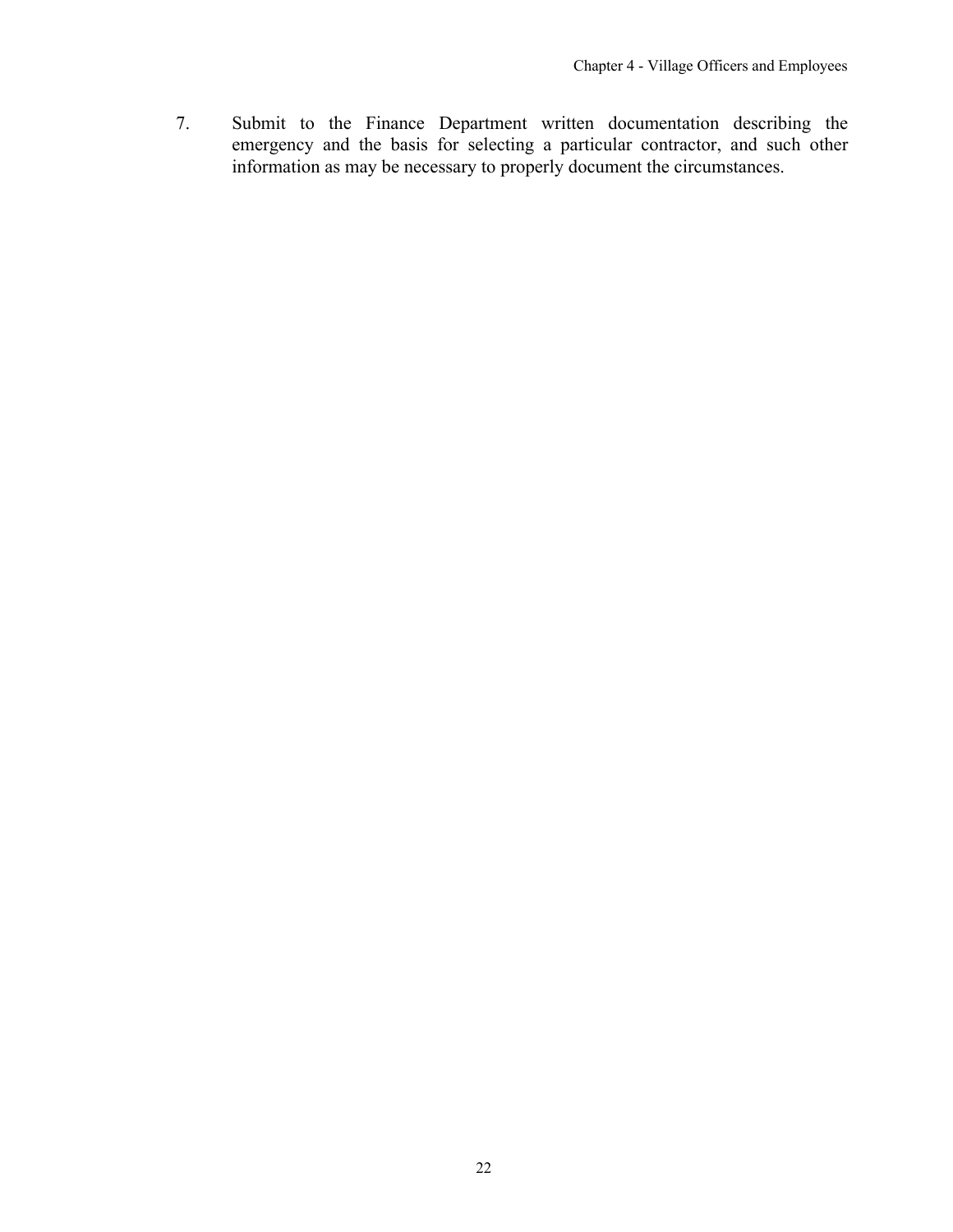7. Submit to the Finance Department written documentation describing the emergency and the basis for selecting a particular contractor, and such other information as may be necessary to properly document the circumstances.